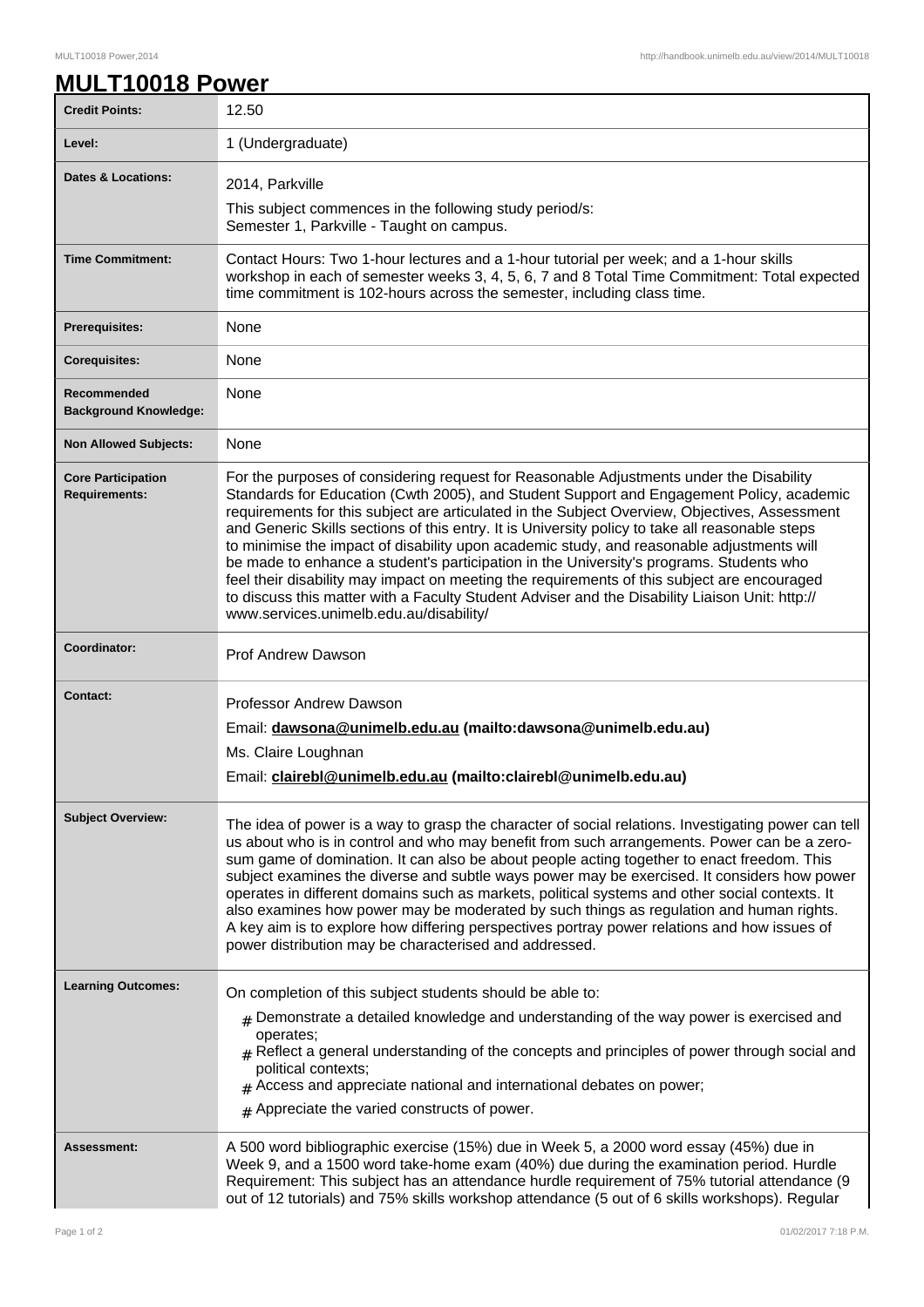# MULT10018 Power

| | |
|---|---|
| **Credit Points:** | 12.50 |
| **Level:** | 1 (Undergraduate) |
| **Dates & Locations:** | 2014, Parkville<br>This subject commences in the following study period/s:<br>Semester 1, Parkville - Taught on campus. |
| **Time Commitment:** | Contact Hours: Two 1-hour lectures and a 1-hour tutorial per week; and a 1-hour skills workshop in each of semester weeks 3, 4, 5, 6, 7 and 8 Total Time Commitment: Total expected time commitment is 102-hours across the semester, including class time. |
| **Prerequisites:** | None |
| **Corequisites:** | None |
| **Recommended Background Knowledge:** | None |
| **Non Allowed Subjects:** | None |
| **Core Participation Requirements:** | For the purposes of considering request for Reasonable Adjustments under the Disability Standards for Education (Cwth 2005), and Student Support and Engagement Policy, academic requirements for this subject are articulated in the Subject Overview, Objectives, Assessment and Generic Skills sections of this entry. It is University policy to take all reasonable steps to minimise the impact of disability upon academic study, and reasonable adjustments will be made to enhance a student's participation in the University's programs. Students who feel their disability may impact on meeting the requirements of this subject are encouraged to discuss this matter with a Faculty Student Adviser and the Disability Liaison Unit: http://www.services.unimelb.edu.au/disability/ |
| **Coordinator:** | Prof Andrew Dawson |
| **Contact:** | Professor Andrew Dawson<br>Email: **dawsona@unimelb.edu.au (mailto:dawsona@unimelb.edu.au)**<br>Ms. Claire Loughnan<br>Email: **clairebl@unimelb.edu.au (mailto:clairebl@unimelb.edu.au)** |
| **Subject Overview:** | The idea of power is a way to grasp the character of social relations. Investigating power can tell us about who is in control and who may benefit from such arrangements. Power can be a zero-sum game of domination. It can also be about people acting together to enact freedom. This subject examines the diverse and subtle ways power may be exercised. It considers how power operates in different domains such as markets, political systems and other social contexts. It also examines how power may be moderated by such things as regulation and human rights. A key aim is to explore how differing perspectives portray power relations and how issues of power distribution may be characterised and addressed. |
| **Learning Outcomes:** | On completion of this subject students should be able to:<br># Demonstrate a detailed knowledge and understanding of the way power is exercised and operates;<br># Reflect a general understanding of the concepts and principles of power through social and political contexts;<br># Access and appreciate national and international debates on power;<br># Appreciate the varied constructs of power. |
| **Assessment:** | A 500 word bibliographic exercise (15%) due in Week 5, a 2000 word essay (45%) due in Week 9, and a 1500 word take-home exam (40%) due during the examination period. Hurdle Requirement: This subject has an attendance hurdle requirement of 75% tutorial attendance (9 out of 12 tutorials) and 75% skills workshop attendance (5 out of 6 skills workshops). Regular |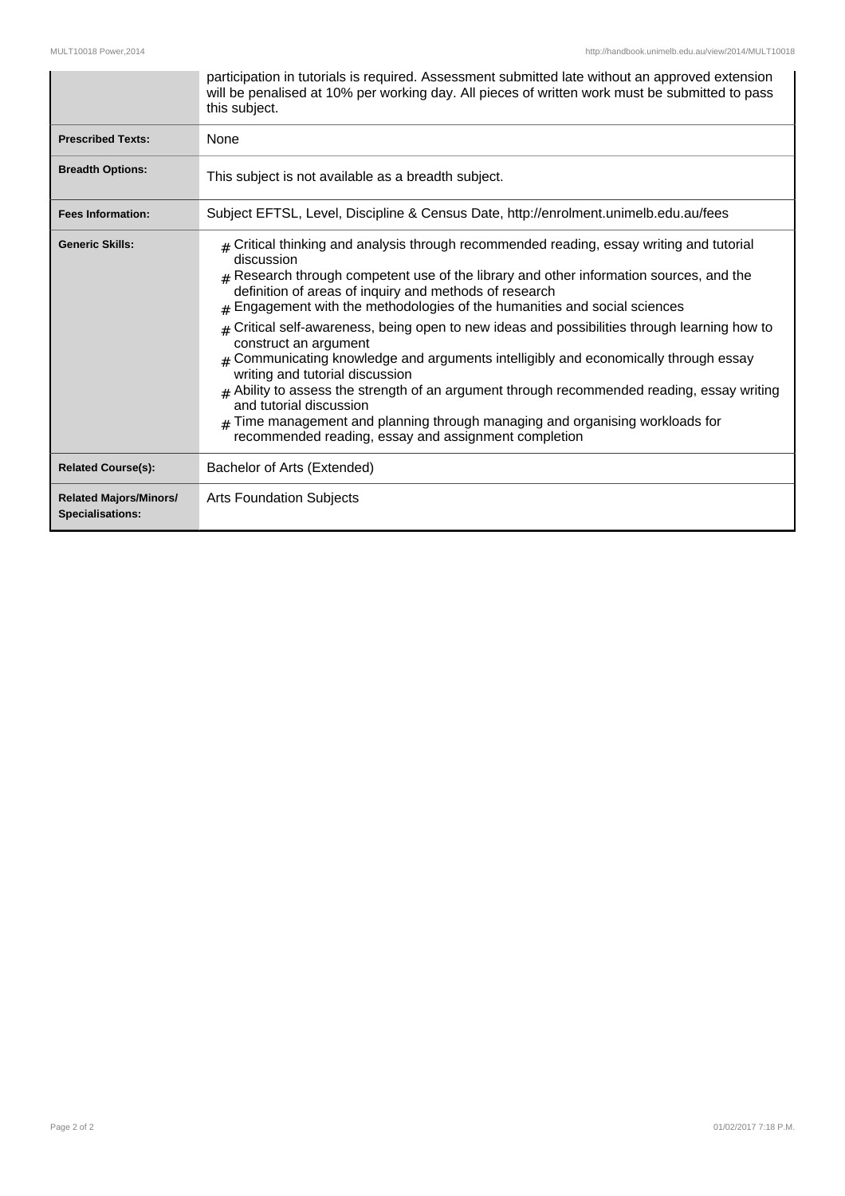| | |
|---|---|
| | participation in tutorials is required. Assessment submitted late without an approved extension will be penalised at 10% per working day. All pieces of written work must be submitted to pass this subject. |
| **Prescribed Texts:** | None |
| **Breadth Options:** | This subject is not available as a breadth subject. |
| **Fees Information:** | Subject EFTSL, Level, Discipline & Census Date, http://enrolment.unimelb.edu.au/fees |
| **Generic Skills:** | # Critical thinking and analysis through recommended reading, essay writing and tutorial discussion<br># Research through competent use of the library and other information sources, and the definition of areas of inquiry and methods of research<br># Engagement with the methodologies of the humanities and social sciences<br># Critical self-awareness, being open to new ideas and possibilities through learning how to construct an argument<br># Communicating knowledge and arguments intelligibly and economically through essay writing and tutorial discussion<br># Ability to assess the strength of an argument through recommended reading, essay writing and tutorial discussion<br># Time management and planning through managing and organising workloads for recommended reading, essay and assignment completion |
| **Related Course(s):** | Bachelor of Arts (Extended) |
| **Related Majors/Minors/ Specialisations:** | Arts Foundation Subjects |